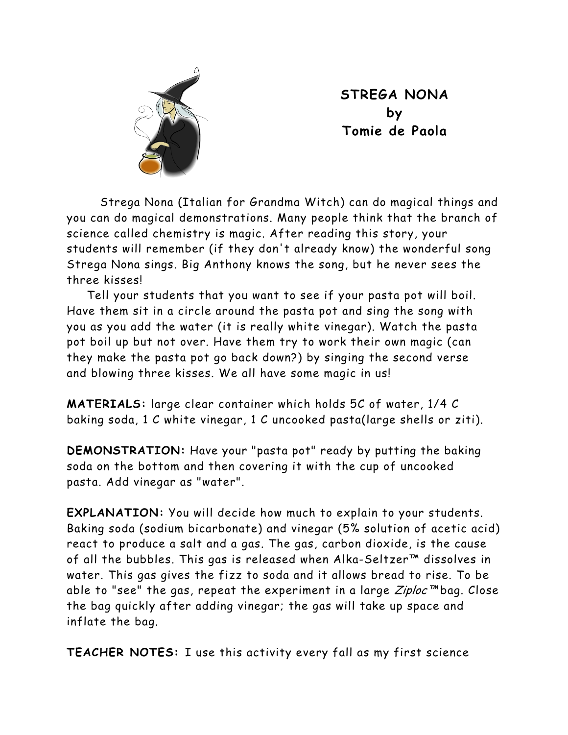# STREGA NONA
## by
## Tomie de Paola

Strega Nona (Italian for Grandma Witch) can do magical things and you can do magical demonstrations. Many people think that the branch of science called chemistry is magic. After reading this story, your students will remember (if they don't already know) the wonderful song Strega Nona sings. Big Anthony knows the song, but he never sees the three kisses!

Tell your students that you want to see if your pasta pot will boil. Have them sit in a circle around the pasta pot and sing the song with you as you add the water (it is really white vinegar). Watch the pasta pot boil up but not over. Have them try to work their own magic (can they make the pasta pot go back down?) by singing the second verse and blowing three kisses. We all have some magic in us!

**MATERIALS:** large clear container which holds 5C of water, 1/4 C baking soda, 1 C white vinegar, 1 C uncooked pasta(large shells or ziti).

**DEMONSTRATION:** Have your "pasta pot" ready by putting the baking soda on the bottom and then covering it with the cup of uncooked pasta. Add vinegar as "water".

**EXPLANATION:** You will decide how much to explain to your students. Baking soda (sodium bicarbonate) and vinegar (5% solution of acetic acid) react to produce a salt and a gas. The gas, carbon dioxide, is the cause of all the bubbles. This gas is released when Alka-Seltzer™ dissolves in water. This gas gives the fizz to soda and it allows bread to rise. To be able to "see" the gas, repeat the experiment in a large *Ziploc™* bag. Close the bag quickly after adding vinegar; the gas will take up space and inflate the bag.

**TEACHER NOTES:** I use this activity every fall as my first science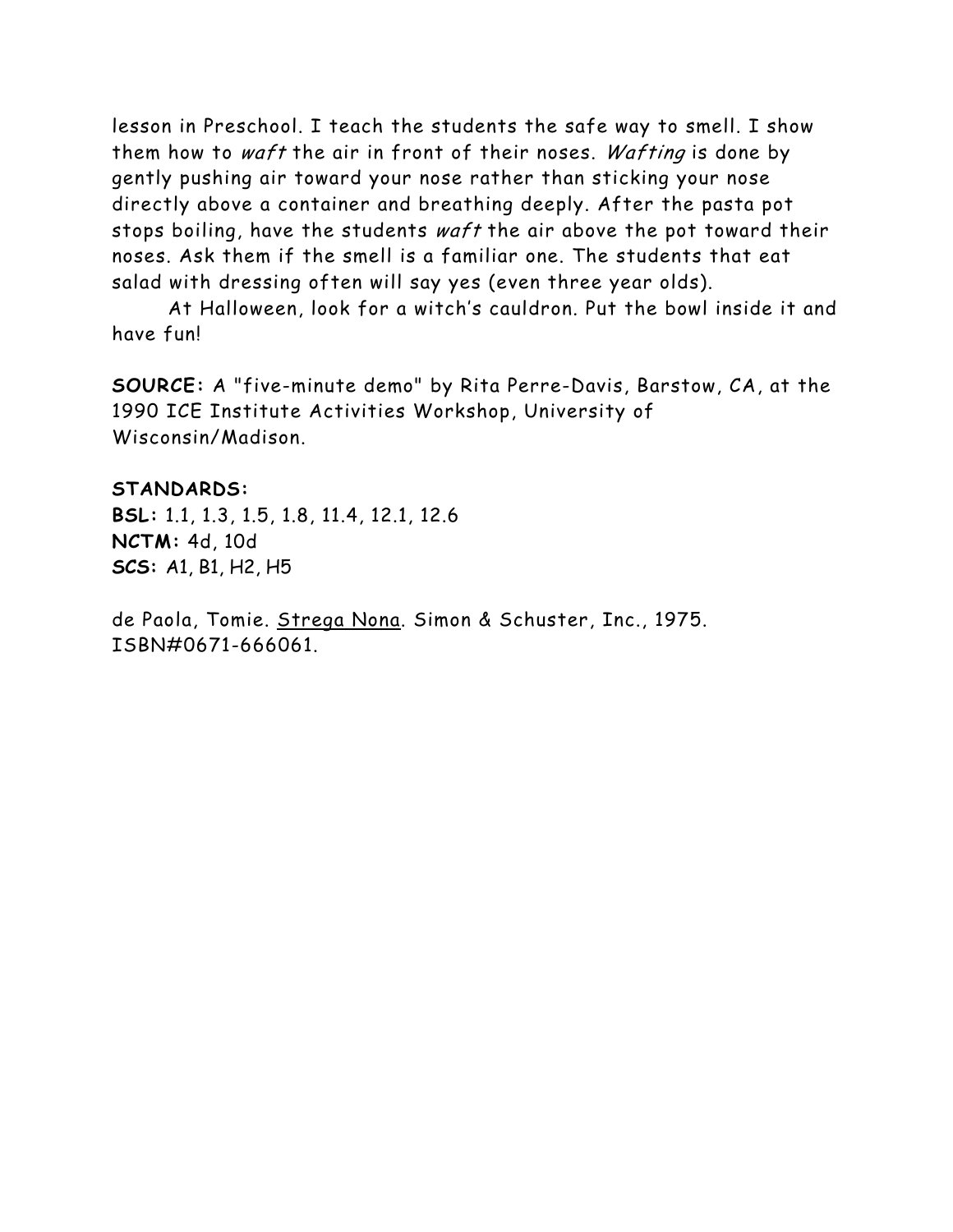lesson in Preschool. I teach the students the safe way to smell. I show them how to *waft* the air in front of their noses. *Wafting* is done by gently pushing air toward your nose rather than sticking your nose directly above a container and breathing deeply. After the pasta pot stops boiling, have the students *waft* the air above the pot toward their noses. Ask them if the smell is a familiar one. The students that eat salad with dressing often will say yes (even three year olds).

At Halloween, look for a witch's cauldron. Put the bowl inside it and have fun!

**SOURCE:** A "five-minute demo" by Rita Perre-Davis, Barstow, CA, at the 1990 ICE Institute Activities Workshop, University of Wisconsin/Madison.

**STANDARDS:**
**BSL:** 1.1, 1.3, 1.5, 1.8, 11.4, 12.1, 12.6
**NCTM:** 4d, 10d
**SCS:** A1, B1, H2, H5

de Paola, Tomie. Strega Nona. Simon & Schuster, Inc., 1975. ISBN#0671-666061.